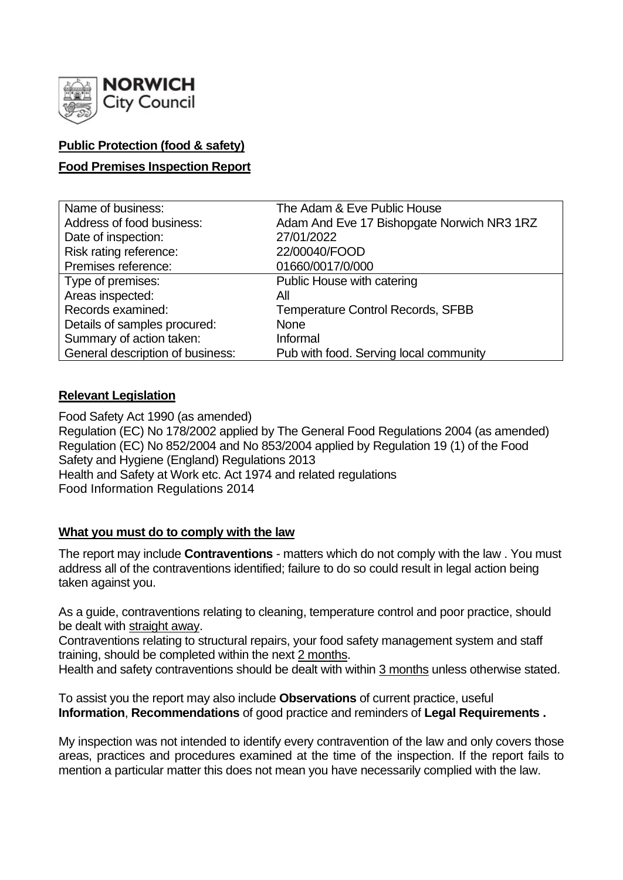**NORWICH City Council**

**Public Protection (food & safety)**

**Food Premises Inspection Report**

| Name of business: | The Adam & Eve Public House |
|---|---|
| Address of food business: | Adam And Eve 17 Bishopgate Norwich NR3 1RZ |
| Date of inspection: | 27/01/2022 |
| Risk rating reference: | 22/00040/FOOD |
| Premises reference: | 01660/0017/0/000 |
| Type of premises: | Public House with catering |
| Areas inspected: | All |
| Records examined: | Temperature Control Records, SFBB |
| Details of samples procured: | None |
| Summary of action taken: | Informal |
| General description of business: | Pub with food. Serving local community |

## Relevant Legislation

Food Safety Act 1990 (as amended)
Regulation (EC) No 178/2002 applied by The General Food Regulations 2004 (as amended)
Regulation (EC) No 852/2004 and No 853/2004 applied by Regulation 19 (1) of the Food Safety and Hygiene (England) Regulations 2013
Health and Safety at Work etc. Act 1974 and related regulations
Food Information Regulations 2014

## What you must do to comply with the law

The report may include **Contraventions** - matters which do not comply with the law . You must address all of the contraventions identified; failure to do so could result in legal action being taken against you.

As a guide, contraventions relating to cleaning, temperature control and poor practice, should be dealt with straight away.
Contraventions relating to structural repairs, your food safety management system and staff training, should be completed within the next 2 months.
Health and safety contraventions should be dealt with within 3 months unless otherwise stated.

To assist you the report may also include **Observations** of current practice, useful **Information**, **Recommendations** of good practice and reminders of **Legal Requirements .**

My inspection was not intended to identify every contravention of the law and only covers those areas, practices and procedures examined at the time of the inspection. If the report fails to mention a particular matter this does not mean you have necessarily complied with the law.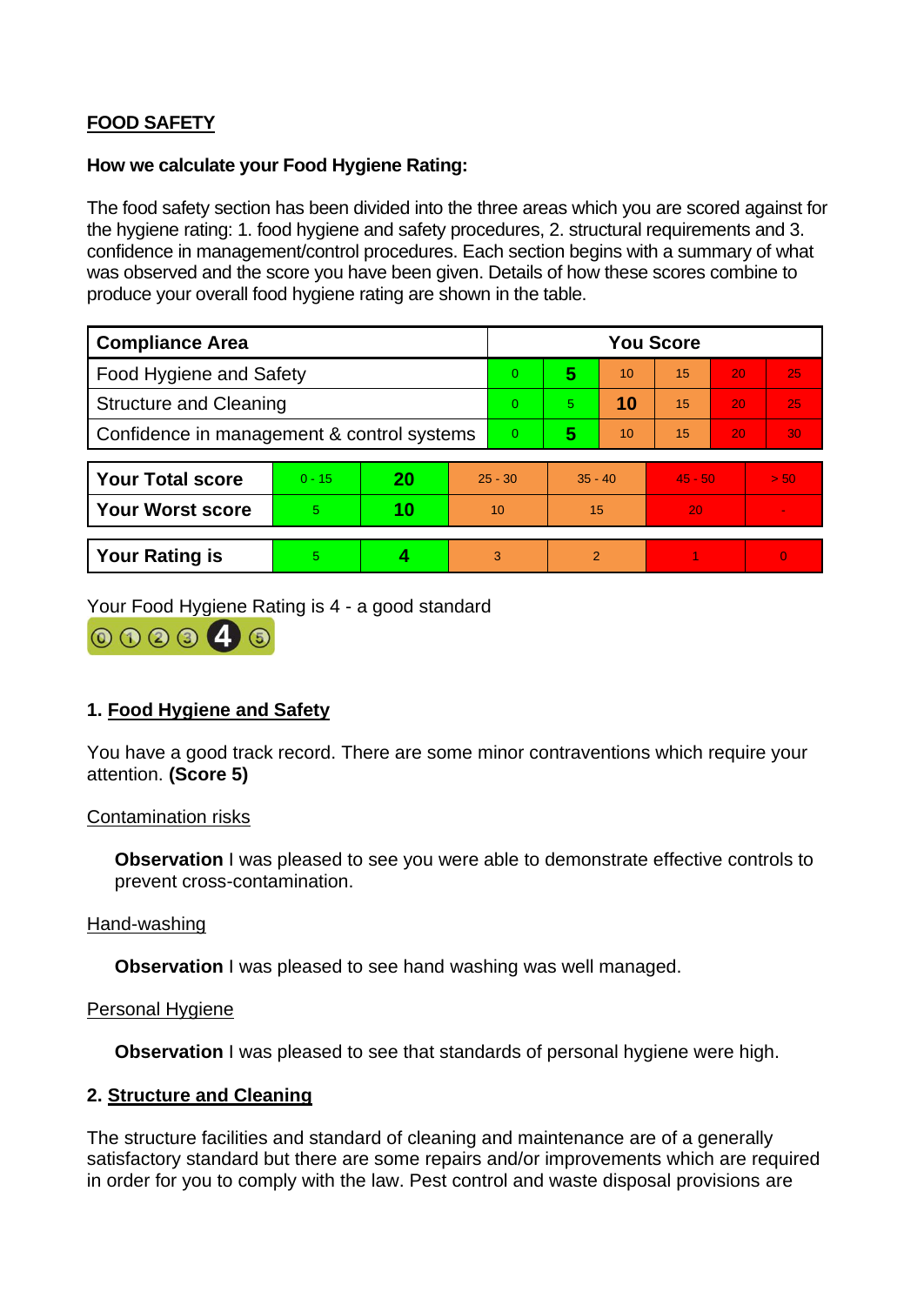**FOOD SAFETY**

**How we calculate your Food Hygiene Rating:**

The food safety section has been divided into the three areas which you are scored against for the hygiene rating: 1. food hygiene and safety procedures, 2. structural requirements and 3. confidence in management/control procedures. Each section begins with a summary of what was observed and the score you have been given. Details of how these scores combine to produce your overall food hygiene rating are shown in the table.

| Compliance Area | You Score | | | | | |
|---|---|---|---|---|---|---|
| Food Hygiene and Safety | 0 | **5** | 10 | 15 | 20 | 25 |
| Structure and Cleaning | 0 | 5 | **10** | 15 | 20 | 25 |
| Confidence in management & control systems | 0 | **5** | 10 | 15 | 20 | 30 |

| | | | | | | |
|---|---|---|---|---|---|---|
| **Your Total score** | 0 - 15 | **20** | 25 - 30 | 35 - 40 | 45 - 50 | > 50 |
| **Your Worst score** | 5 | **10** | 10 | 15 | 20 | - |
| **Your Rating is** | 5 | **4** | 3 | 2 | 1 | 0 |

Your Food Hygiene Rating is 4 - a good standard

## 1. Food Hygiene and Safety

You have a good track record. There are some minor contraventions which require your attention. **(Score 5)**

Contamination risks

**Observation** I was pleased to see you were able to demonstrate effective controls to prevent cross-contamination.

Hand-washing

**Observation** I was pleased to see hand washing was well managed.

Personal Hygiene

**Observation** I was pleased to see that standards of personal hygiene were high.

## 2. Structure and Cleaning

The structure facilities and standard of cleaning and maintenance are of a generally satisfactory standard but there are some repairs and/or improvements which are required in order for you to comply with the law. Pest control and waste disposal provisions are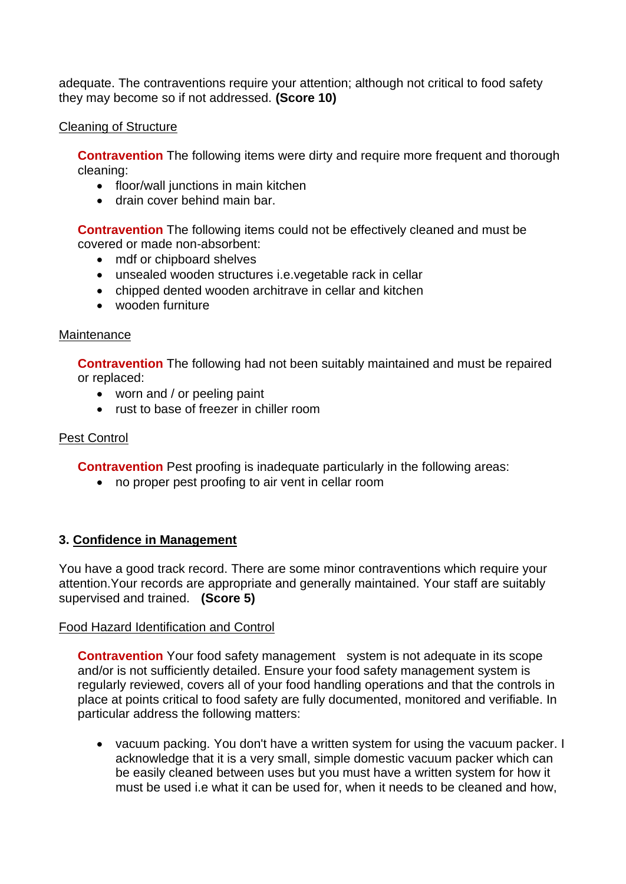adequate. The contraventions require your attention; although not critical to food safety they may become so if not addressed. **(Score 10)**

Cleaning of Structure

**Contravention** The following items were dirty and require more frequent and thorough cleaning:

- floor/wall junctions in main kitchen
- drain cover behind main bar.

**Contravention** The following items could not be effectively cleaned and must be covered or made non-absorbent:

- mdf or chipboard shelves
- unsealed wooden structures i.e.vegetable rack in cellar
- chipped dented wooden architrave in cellar and kitchen
- wooden furniture

Maintenance

**Contravention** The following had not been suitably maintained and must be repaired or replaced:

- worn and / or peeling paint
- rust to base of freezer in chiller room

Pest Control

**Contravention** Pest proofing is inadequate particularly in the following areas:

- no proper pest proofing to air vent in cellar room

## 3. Confidence in Management

You have a good track record. There are some minor contraventions which require your attention.Your records are appropriate and generally maintained. Your staff are suitably supervised and trained. **(Score 5)**

Food Hazard Identification and Control

**Contravention** Your food safety management system is not adequate in its scope and/or is not sufficiently detailed. Ensure your food safety management system is regularly reviewed, covers all of your food handling operations and that the controls in place at points critical to food safety are fully documented, monitored and verifiable. In particular address the following matters:

- vacuum packing. You don't have a written system for using the vacuum packer. I acknowledge that it is a very small, simple domestic vacuum packer which can be easily cleaned between uses but you must have a written system for how it must be used i.e what it can be used for, when it needs to be cleaned and how,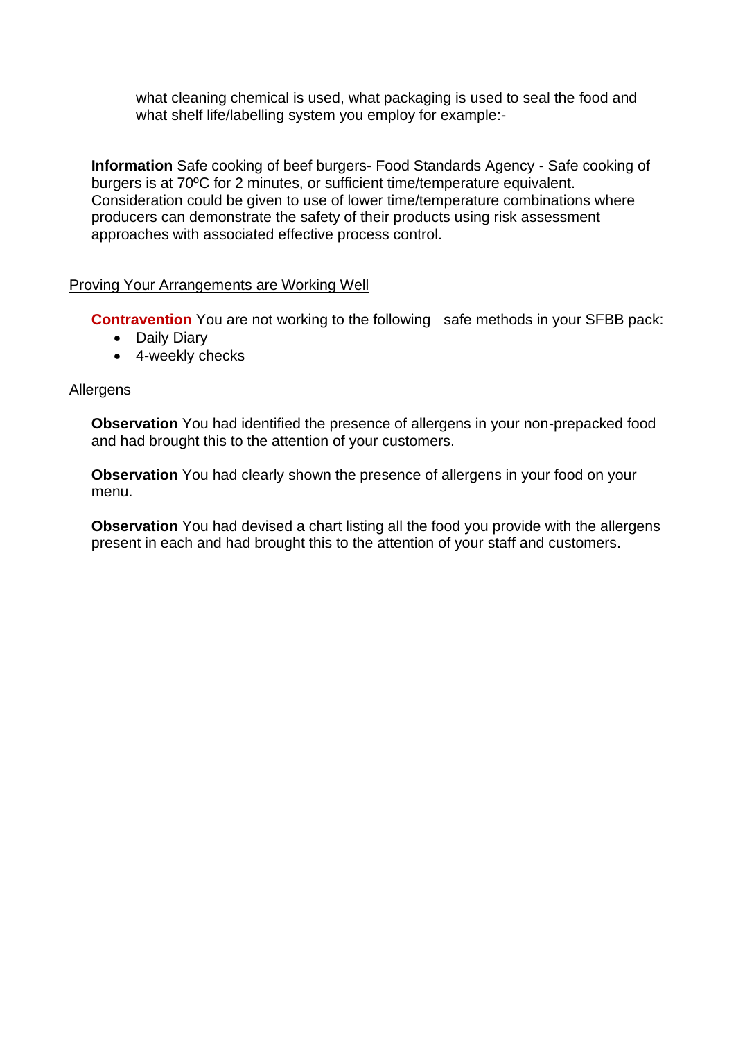what cleaning chemical is used, what packaging is used to seal the food and what shelf life/labelling system you employ for example:-

**Information** Safe cooking of beef burgers- Food Standards Agency - Safe cooking of burgers is at 70ºC for 2 minutes, or sufficient time/temperature equivalent. Consideration could be given to use of lower time/temperature combinations where producers can demonstrate the safety of their products using risk assessment approaches with associated effective process control.

<u>Proving Your Arrangements are Working Well</u>

**Contravention** You are not working to the following safe methods in your SFBB pack:

- Daily Diary
- 4-weekly checks

<u>Allergens</u>

**Observation** You had identified the presence of allergens in your non-prepacked food and had brought this to the attention of your customers.

**Observation** You had clearly shown the presence of allergens in your food on your menu.

**Observation** You had devised a chart listing all the food you provide with the allergens present in each and had brought this to the attention of your staff and customers.